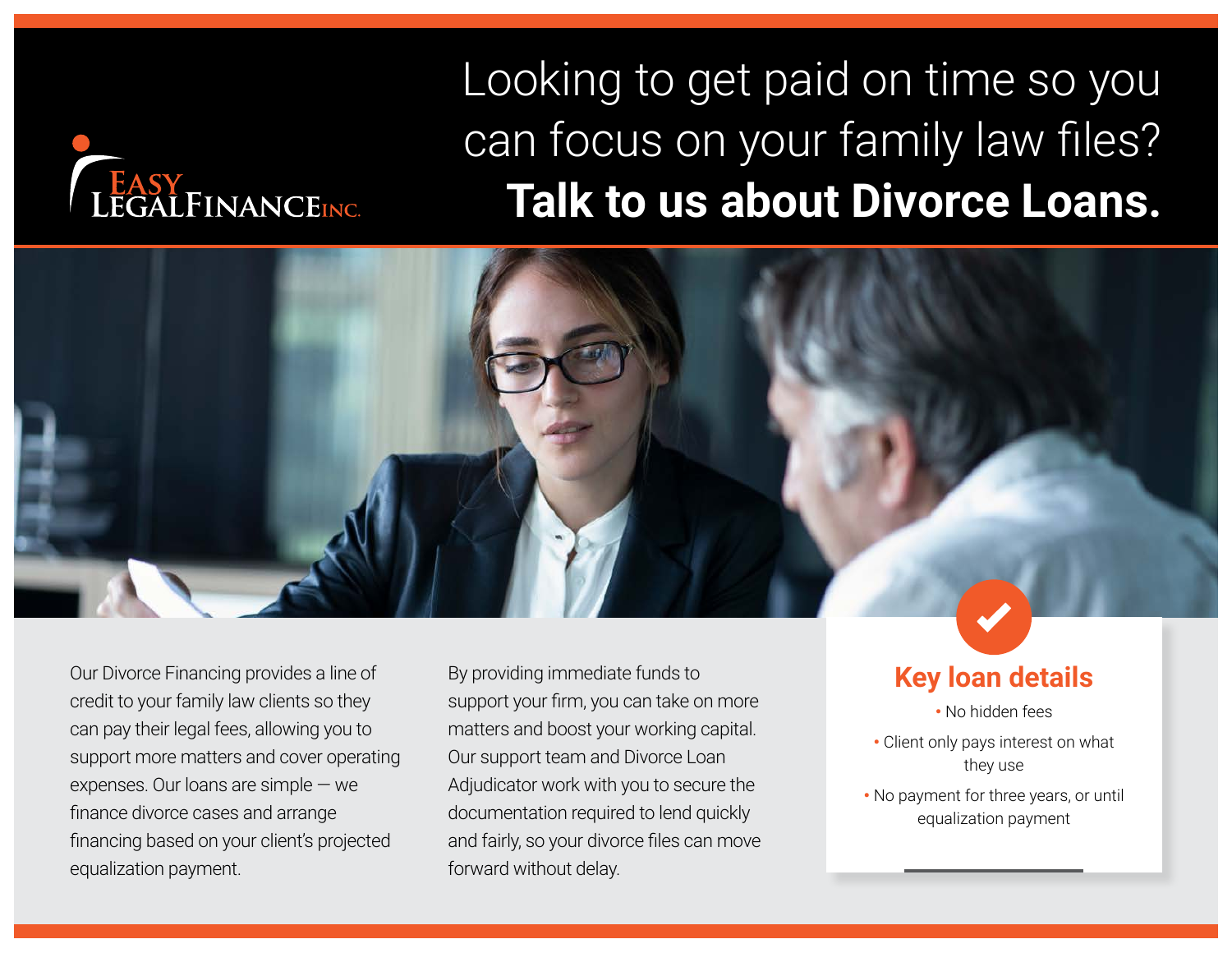Easy LegalFinance Inc.

# Looking to get paid on time so you can focus on your family law files?

## Talk to us about Divorce Loans.

Our Divorce Financing provides a line of credit to your family law clients so they can pay their legal fees, allowing you to support more matters and cover operating expenses. Our loans are simple — we finance divorce cases and arrange financing based on your client's projected equalization payment.

By providing immediate funds to support your firm, you can take on more matters and boost your working capital. Our support team and Divorce Loan Adjudicator work with you to secure the documentation required to lend quickly and fairly, so your divorce files can move forward without delay.

### Key loan details

- No hidden fees
- Client only pays interest on what they use
- No payment for three years, or until equalization payment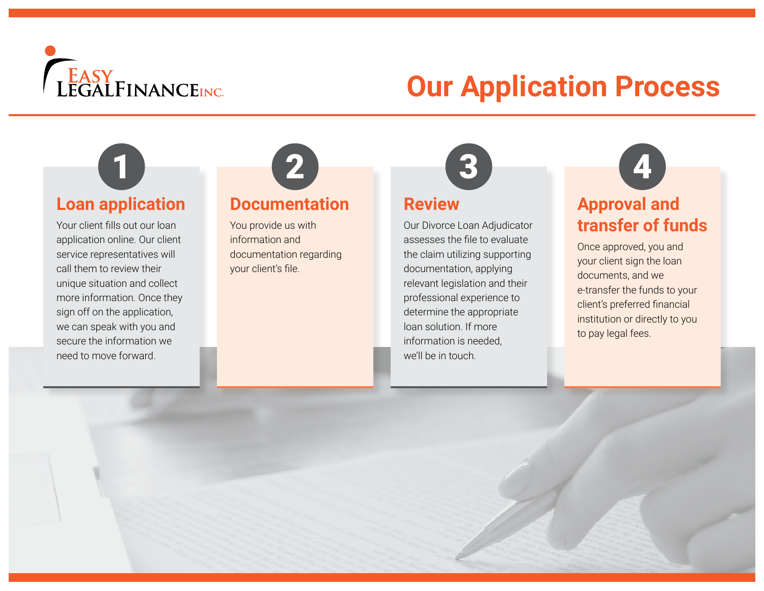EASY LEGALFINANCE INC.

# Our Application Process

## 1 Loan application

Your client fills out our loan application online. Our client service representatives will call them to review their unique situation and collect more information. Once they sign off on the application, we can speak with you and secure the information we need to move forward.

## 2 Documentation

You provide us with information and documentation regarding your client's file.

## 3 Review

Our Divorce Loan Adjudicator assesses the file to evaluate the claim utilizing supporting documentation, applying relevant legislation and their professional experience to determine the appropriate loan solution. If more information is needed, we'll be in touch.

## 4 Approval and transfer of funds

Once approved, you and your client sign the loan documents, and we e-transfer the funds to your client's preferred financial institution or directly to you to pay legal fees.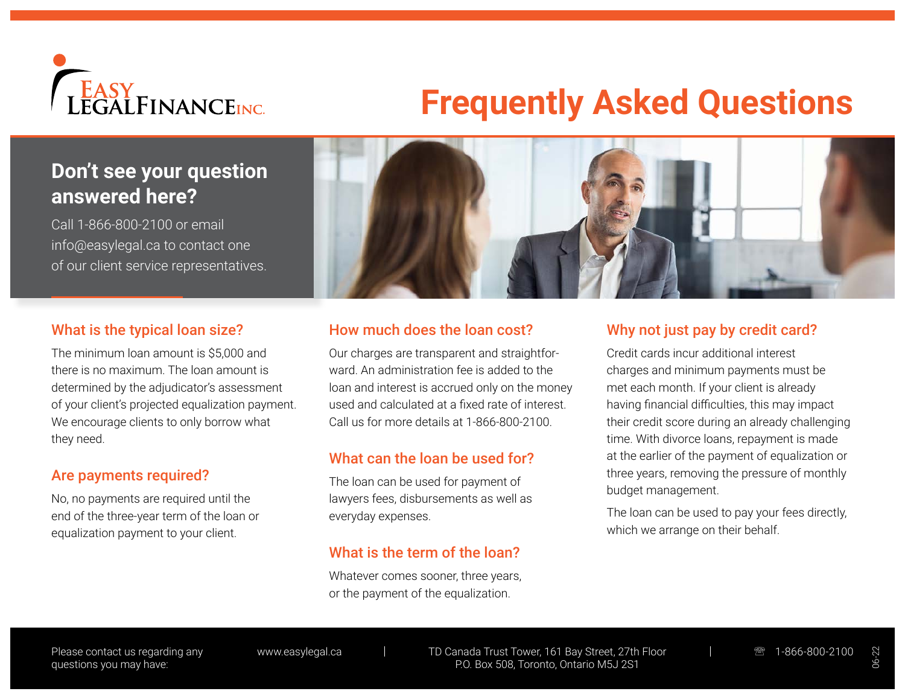EASY LEGALFINANCE INC.

# Frequently Asked Questions

## Don't see your question answered here?

Call 1-866-800-2100 or email info@easylegal.ca to contact one of our client service representatives.

### What is the typical loan size?

The minimum loan amount is $5,000 and there is no maximum. The loan amount is determined by the adjudicator's assessment of your client's projected equalization payment. We encourage clients to only borrow what they need.

### Are payments required?

No, no payments are required until the end of the three-year term of the loan or equalization payment to your client.

### How much does the loan cost?

Our charges are transparent and straightforward. An administration fee is added to the loan and interest is accrued only on the money used and calculated at a fixed rate of interest. Call us for more details at 1-866-800-2100.

### What can the loan be used for?

The loan can be used for payment of lawyers fees, disbursements as well as everyday expenses.

### What is the term of the loan?

Whatever comes sooner, three years, or the payment of the equalization.

### Why not just pay by credit card?

Credit cards incur additional interest charges and minimum payments must be met each month. If your client is already having financial difficulties, this may impact their credit score during an already challenging time. With divorce loans, repayment is made at the earlier of the payment of equalization or three years, removing the pressure of monthly budget management.

The loan can be used to pay your fees directly, which we arrange on their behalf.

Please contact us regarding any questions you may have: | www.easylegal.ca | TD Canada Trust Tower, 161 Bay Street, 27th Floor P.O. Box 508, Toronto, Ontario M5J 2S1 | ☎ 1-866-800-2100

06-22